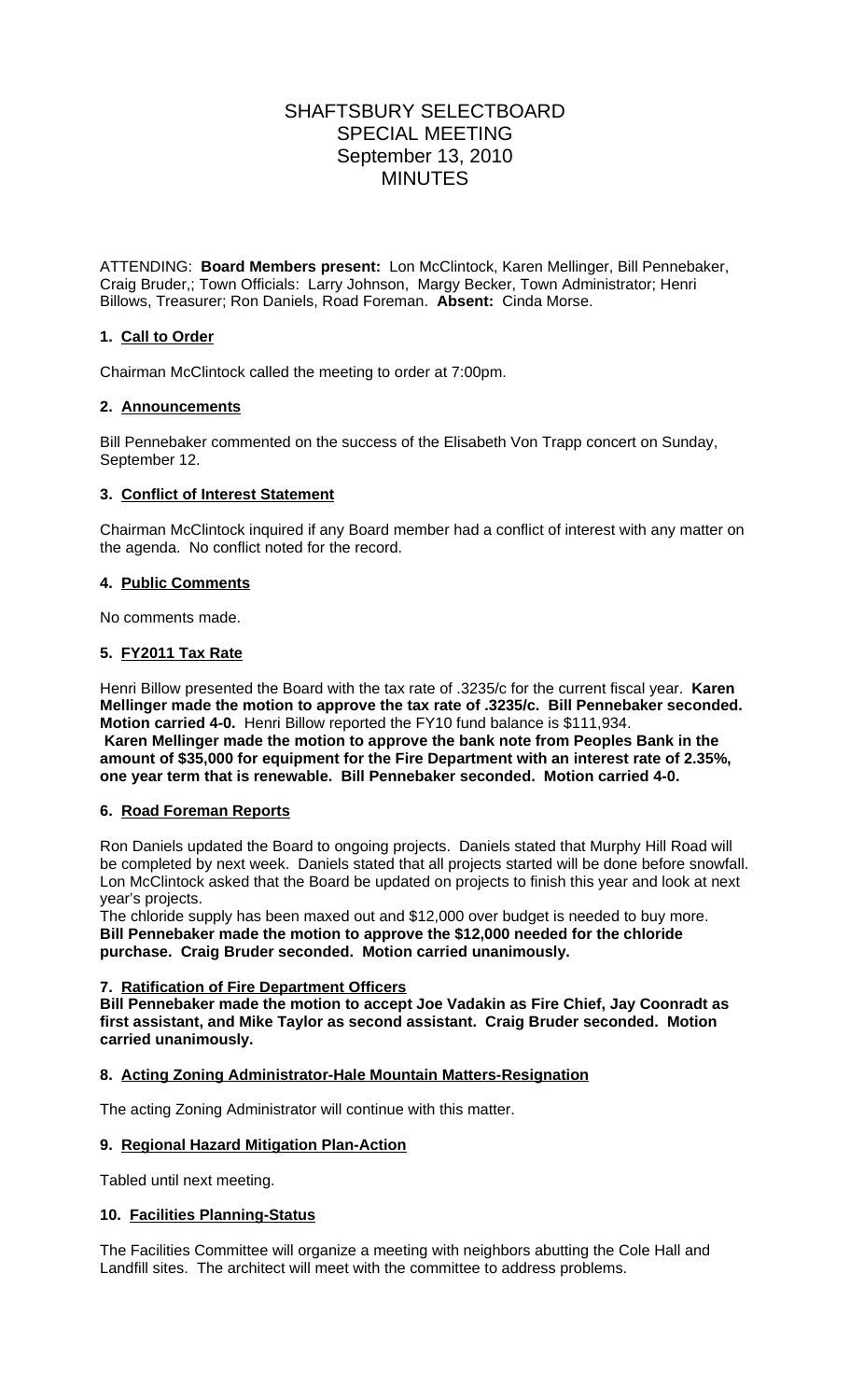# SHAFTSBURY SELECTBOARD
## SPECIAL MEETING
## September 13, 2010
## MINUTES

ATTENDING: **Board Members present:** Lon McClintock, Karen Mellinger, Bill Pennebaker, Craig Bruder,; Town Officials: Larry Johnson, Margy Becker, Town Administrator; Henri Billows, Treasurer; Ron Daniels, Road Foreman. **Absent:** Cinda Morse.

### 1. Call to Order

Chairman McClintock called the meeting to order at 7:00pm.

### 2. Announcements

Bill Pennebaker commented on the success of the Elisabeth Von Trapp concert on Sunday, September 12.

### 3. Conflict of Interest Statement

Chairman McClintock inquired if any Board member had a conflict of interest with any matter on the agenda. No conflict noted for the record.

### 4. Public Comments

No comments made.

### 5. FY2011 Tax Rate

Henri Billow presented the Board with the tax rate of .3235/c for the current fiscal year. **Karen Mellinger made the motion to approve the tax rate of .3235/c. Bill Pennebaker seconded. Motion carried 4-0.** Henri Billow reported the FY10 fund balance is $111,934.
**Karen Mellinger made the motion to approve the bank note from Peoples Bank in the amount of $35,000 for equipment for the Fire Department with an interest rate of 2.35%, one year term that is renewable. Bill Pennebaker seconded. Motion carried 4-0.**

### 6. Road Foreman Reports

Ron Daniels updated the Board to ongoing projects. Daniels stated that Murphy Hill Road will be completed by next week. Daniels stated that all projects started will be done before snowfall. Lon McClintock asked that the Board be updated on projects to finish this year and look at next year's projects.
The chloride supply has been maxed out and $12,000 over budget is needed to buy more. **Bill Pennebaker made the motion to approve the $12,000 needed for the chloride purchase. Craig Bruder seconded. Motion carried unanimously.**

### 7. Ratification of Fire Department Officers

**Bill Pennebaker made the motion to accept Joe Vadakin as Fire Chief, Jay Coonradt as first assistant, and Mike Taylor as second assistant. Craig Bruder seconded. Motion carried unanimously.**

### 8. Acting Zoning Administrator-Hale Mountain Matters-Resignation

The acting Zoning Administrator will continue with this matter.

### 9. Regional Hazard Mitigation Plan-Action

Tabled until next meeting.

### 10. Facilities Planning-Status

The Facilities Committee will organize a meeting with neighbors abutting the Cole Hall and Landfill sites. The architect will meet with the committee to address problems.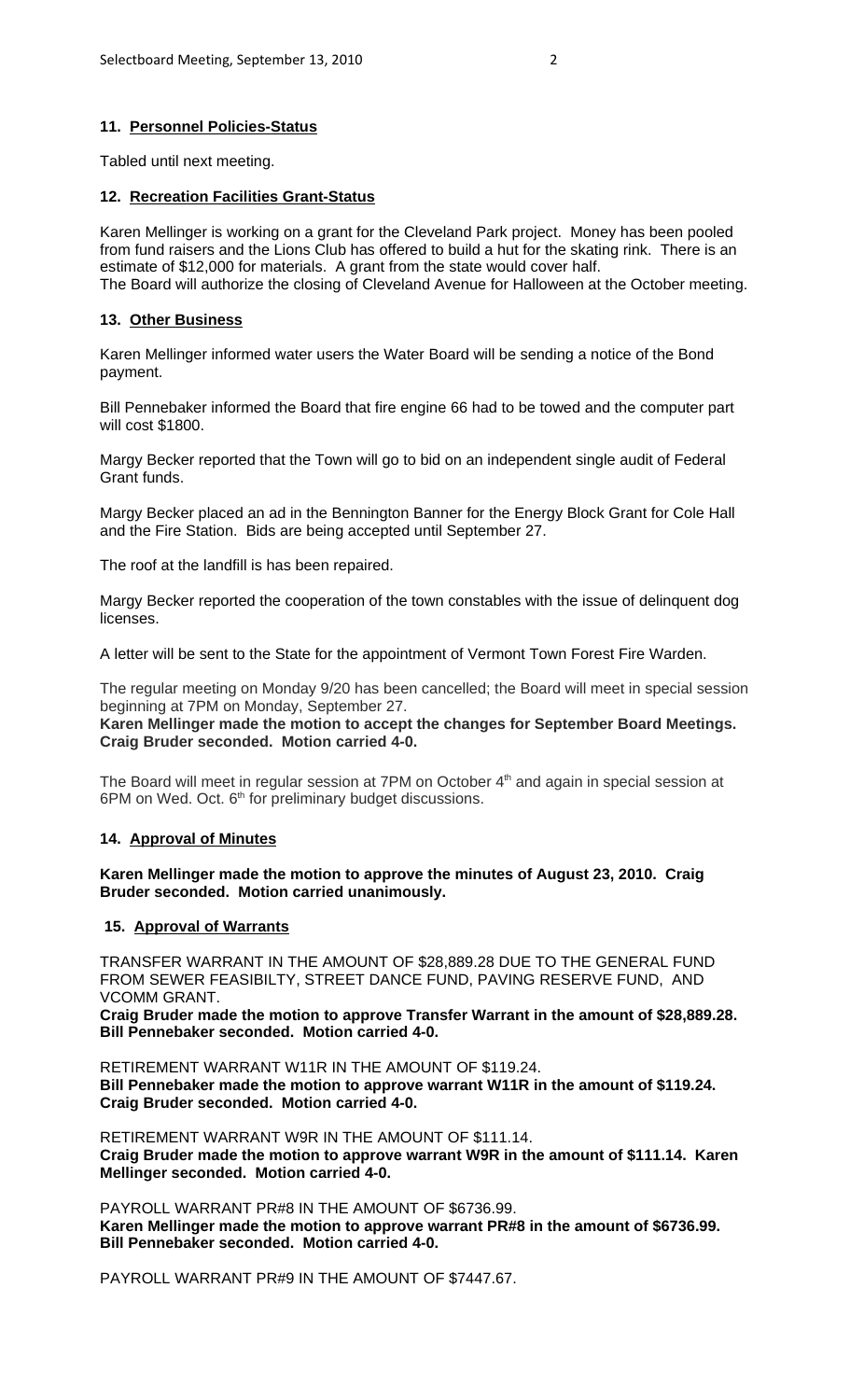**11. Personnel Policies-Status**

Tabled until next meeting.

**12. Recreation Facilities Grant-Status**

Karen Mellinger is working on a grant for the Cleveland Park project. Money has been pooled from fund raisers and the Lions Club has offered to build a hut for the skating rink. There is an estimate of $12,000 for materials. A grant from the state would cover half.
The Board will authorize the closing of Cleveland Avenue for Halloween at the October meeting.

**13. Other Business**

Karen Mellinger informed water users the Water Board will be sending a notice of the Bond payment.

Bill Pennebaker informed the Board that fire engine 66 had to be towed and the computer part will cost $1800.

Margy Becker reported that the Town will go to bid on an independent single audit of Federal Grant funds.

Margy Becker placed an ad in the Bennington Banner for the Energy Block Grant for Cole Hall and the Fire Station. Bids are being accepted until September 27.

The roof at the landfill is has been repaired.

Margy Becker reported the cooperation of the town constables with the issue of delinquent dog licenses.

A letter will be sent to the State for the appointment of Vermont Town Forest Fire Warden.

The regular meeting on Monday 9/20 has been cancelled; the Board will meet in special session beginning at 7PM on Monday, September 27.
**Karen Mellinger made the motion to accept the changes for September Board Meetings. Craig Bruder seconded. Motion carried 4-0.**

The Board will meet in regular session at 7PM on October 4th and again in special session at 6PM on Wed. Oct. 6th for preliminary budget discussions.

**14. Approval of Minutes**

**Karen Mellinger made the motion to approve the minutes of August 23, 2010. Craig Bruder seconded. Motion carried unanimously.**

**15. Approval of Warrants**

TRANSFER WARRANT IN THE AMOUNT OF $28,889.28 DUE TO THE GENERAL FUND FROM SEWER FEASIBILTY, STREET DANCE FUND, PAVING RESERVE FUND, AND VCOMM GRANT.
**Craig Bruder made the motion to approve Transfer Warrant in the amount of $28,889.28. Bill Pennebaker seconded. Motion carried 4-0.**

RETIREMENT WARRANT W11R IN THE AMOUNT OF $119.24.
**Bill Pennebaker made the motion to approve warrant W11R in the amount of $119.24. Craig Bruder seconded. Motion carried 4-0.**

RETIREMENT WARRANT W9R IN THE AMOUNT OF $111.14.
**Craig Bruder made the motion to approve warrant W9R in the amount of $111.14. Karen Mellinger seconded. Motion carried 4-0.**

PAYROLL WARRANT PR#8 IN THE AMOUNT OF $6736.99.
**Karen Mellinger made the motion to approve warrant PR#8 in the amount of $6736.99. Bill Pennebaker seconded. Motion carried 4-0.**

PAYROLL WARRANT PR#9 IN THE AMOUNT OF $7447.67.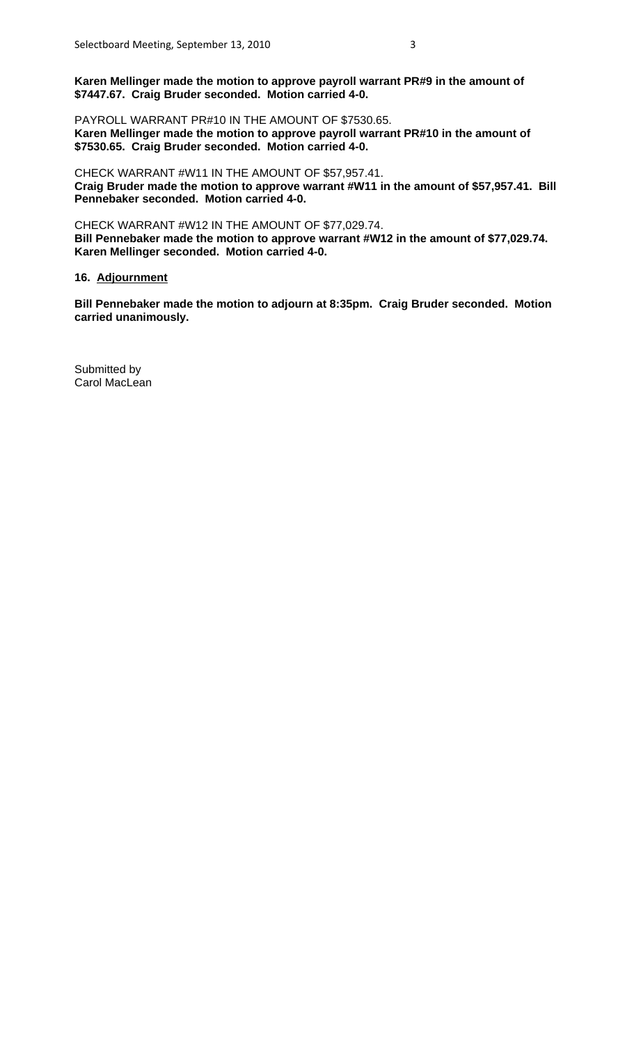**Karen Mellinger made the motion to approve payroll warrant PR#9 in the amount of $7447.67. Craig Bruder seconded. Motion carried 4-0.**

PAYROLL WARRANT PR#10 IN THE AMOUNT OF $7530.65.
**Karen Mellinger made the motion to approve payroll warrant PR#10 in the amount of $7530.65. Craig Bruder seconded. Motion carried 4-0.**

CHECK WARRANT #W11 IN THE AMOUNT OF $57,957.41.
**Craig Bruder made the motion to approve warrant #W11 in the amount of $57,957.41. Bill Pennebaker seconded. Motion carried 4-0.**

CHECK WARRANT #W12 IN THE AMOUNT OF $77,029.74.
**Bill Pennebaker made the motion to approve warrant #W12 in the amount of $77,029.74. Karen Mellinger seconded. Motion carried 4-0.**

**16. Adjournment**

**Bill Pennebaker made the motion to adjourn at 8:35pm. Craig Bruder seconded. Motion carried unanimously.**

Submitted by
Carol MacLean